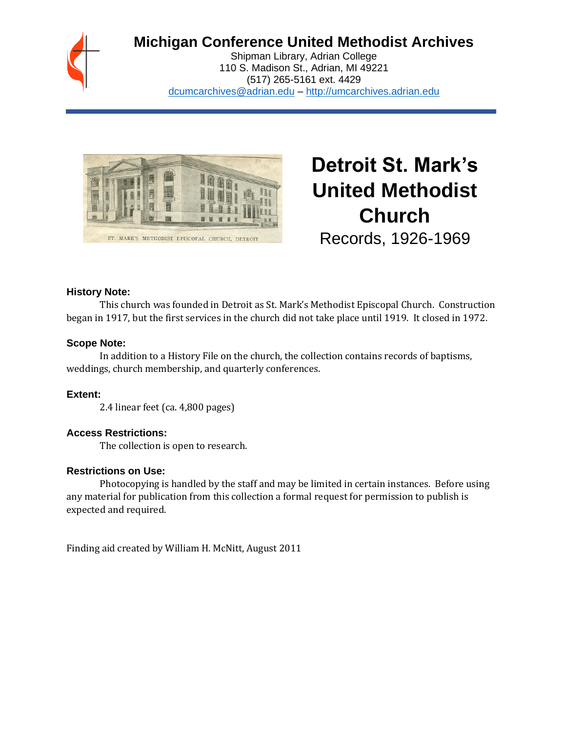# Michigan Conference United Methodist Archives

Shipman Library, Adrian College
110 S. Madison St., Adrian, MI 49221
(517) 265-5161 ext. 4429
dcumcarchives@adrian.edu – http://umcarchives.adrian.edu

ST. MARK'S METHODIST EPISCOPAL CHURCH, DETROIT

# Detroit St. Mark's United Methodist Church

## Records, 1926-1969

### History Note:

This church was founded in Detroit as St. Mark's Methodist Episcopal Church. Construction began in 1917, but the first services in the church did not take place until 1919. It closed in 1972.

### Scope Note:

In addition to a History File on the church, the collection contains records of baptisms, weddings, church membership, and quarterly conferences.

### Extent:

2.4 linear feet (ca. 4,800 pages)

### Access Restrictions:

The collection is open to research.

### Restrictions on Use:

Photocopying is handled by the staff and may be limited in certain instances. Before using any material for publication from this collection a formal request for permission to publish is expected and required.

Finding aid created by William H. McNitt, August 2011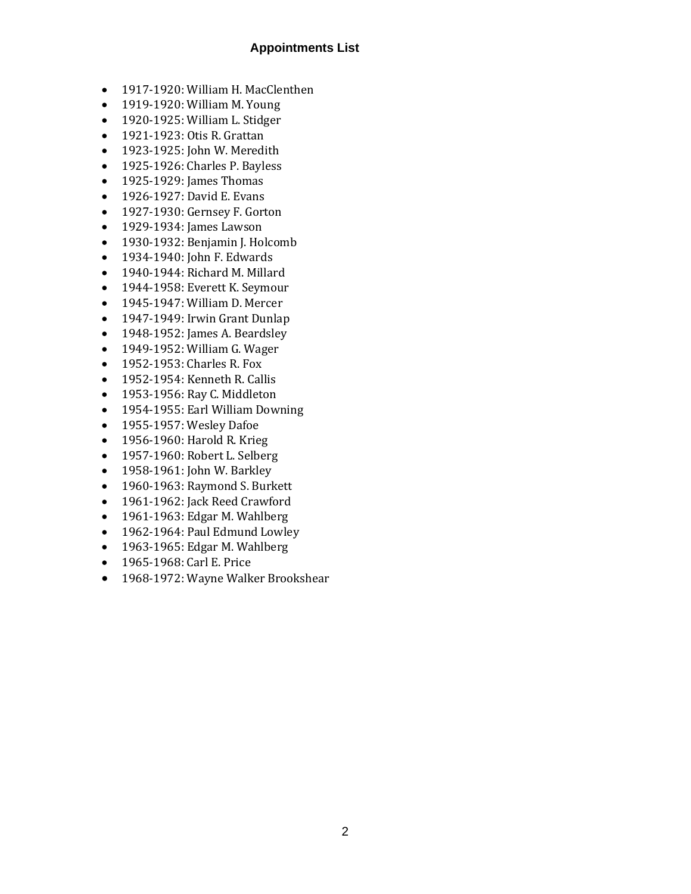## Appointments List

- 1917-1920: William H. MacClenthen
- 1919-1920: William M. Young
- 1920-1925: William L. Stidger
- 1921-1923: Otis R. Grattan
- 1923-1925: John W. Meredith
- 1925-1926: Charles P. Bayless
- 1925-1929: James Thomas
- 1926-1927: David E. Evans
- 1927-1930: Gernsey F. Gorton
- 1929-1934: James Lawson
- 1930-1932: Benjamin J. Holcomb
- 1934-1940: John F. Edwards
- 1940-1944: Richard M. Millard
- 1944-1958: Everett K. Seymour
- 1945-1947: William D. Mercer
- 1947-1949: Irwin Grant Dunlap
- 1948-1952: James A. Beardsley
- 1949-1952: William G. Wager
- 1952-1953: Charles R. Fox
- 1952-1954: Kenneth R. Callis
- 1953-1956: Ray C. Middleton
- 1954-1955: Earl William Downing
- 1955-1957: Wesley Dafoe
- 1956-1960: Harold R. Krieg
- 1957-1960: Robert L. Selberg
- 1958-1961: John W. Barkley
- 1960-1963: Raymond S. Burkett
- 1961-1962: Jack Reed Crawford
- 1961-1963: Edgar M. Wahlberg
- 1962-1964: Paul Edmund Lowley
- 1963-1965: Edgar M. Wahlberg
- 1965-1968: Carl E. Price
- 1968-1972: Wayne Walker Brookshear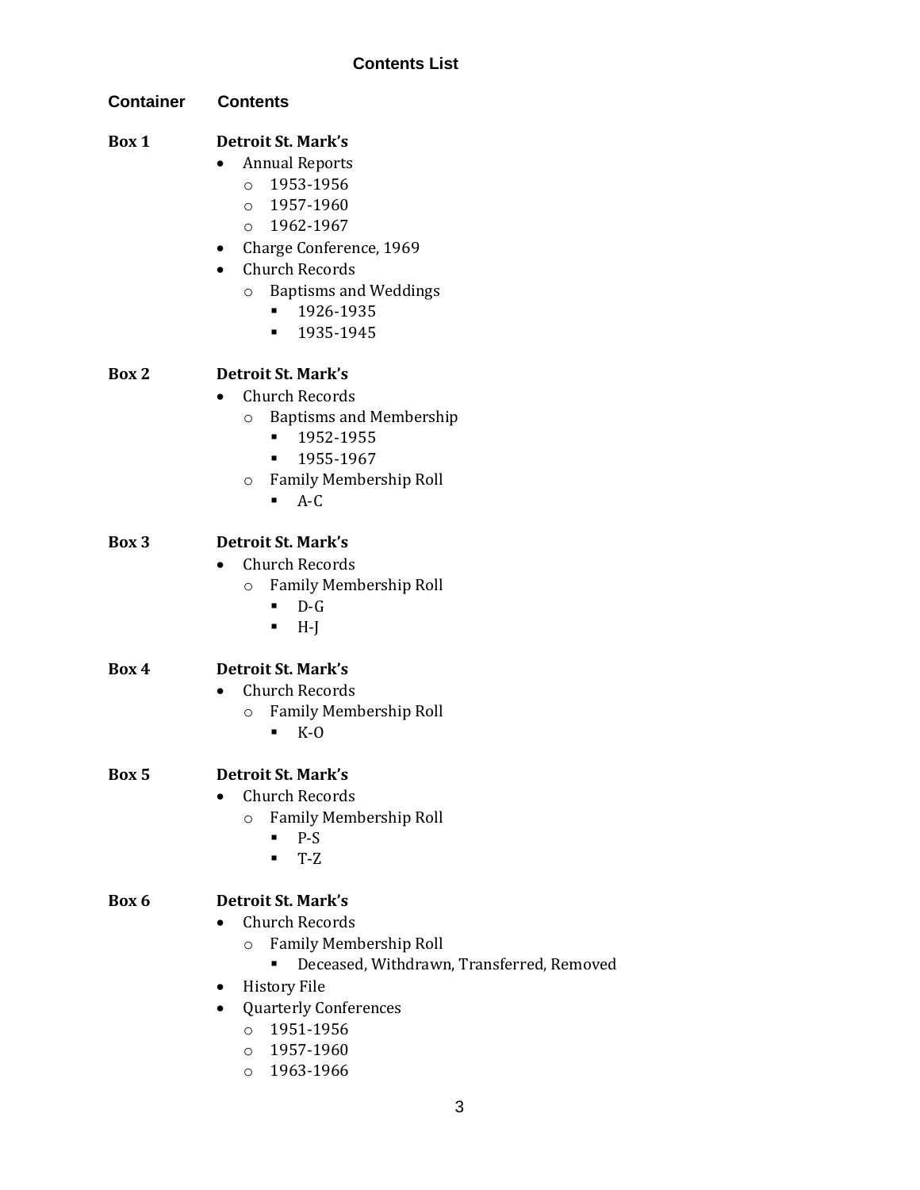## Contents List

| Container | Contents |
| --- | --- |

**Box 1** — **Detroit St. Mark's**

- Annual Reports
    - 1953-1956
    - 1957-1960
    - 1962-1967
- Charge Conference, 1969
- Church Records
    - Baptisms and Weddings
        - 1926-1935
        - 1935-1945

**Box 2** — **Detroit St. Mark's**

- Church Records
    - Baptisms and Membership
        - 1952-1955
        - 1955-1967
    - Family Membership Roll
        - A-C

**Box 3** — **Detroit St. Mark's**

- Church Records
    - Family Membership Roll
        - D-G
        - H-J

**Box 4** — **Detroit St. Mark's**

- Church Records
    - Family Membership Roll
        - K-O

**Box 5** — **Detroit St. Mark's**

- Church Records
    - Family Membership Roll
        - P-S
        - T-Z

**Box 6** — **Detroit St. Mark's**

- Church Records
    - Family Membership Roll
        - Deceased, Withdrawn, Transferred, Removed
- History File
- Quarterly Conferences
    - 1951-1956
    - 1957-1960
    - 1963-1966